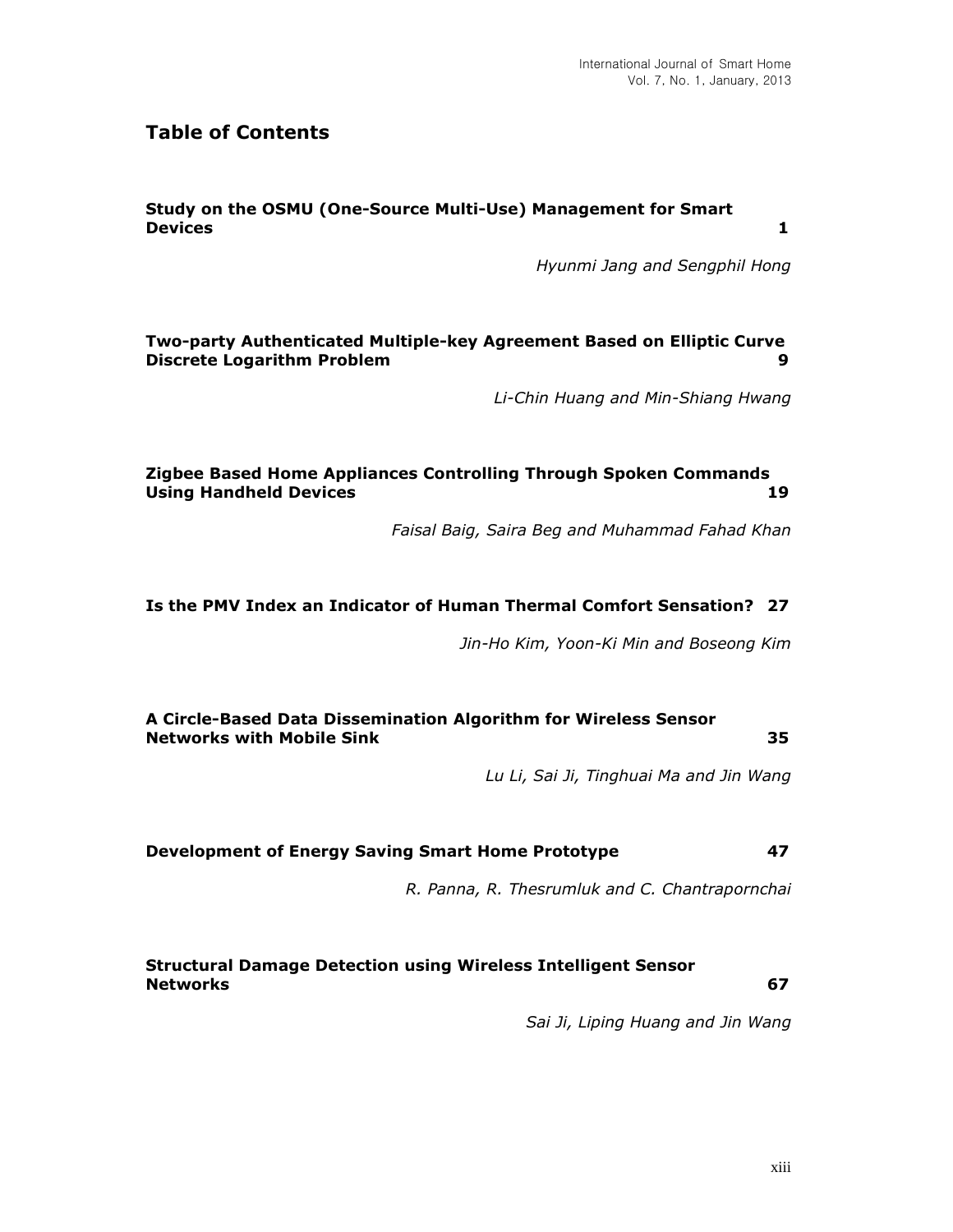# Table of Contents

**Study on the OSMU (One-Source Multi-Use) Management for Smart Devices** **1**

*Hyunmi Jang and Sengphil Hong*

**Two-party Authenticated Multiple-key Agreement Based on Elliptic Curve Discrete Logarithm Problem** **9**

*Li-Chin Huang and Min-Shiang Hwang*

**Zigbee Based Home Appliances Controlling Through Spoken Commands Using Handheld Devices** **19**

*Faisal Baig, Saira Beg and Muhammad Fahad Khan*

**Is the PMV Index an Indicator of Human Thermal Comfort Sensation?** **27**

*Jin-Ho Kim, Yoon-Ki Min and Boseong Kim*

**A Circle-Based Data Dissemination Algorithm for Wireless Sensor Networks with Mobile Sink** **35**

*Lu Li, Sai Ji, Tinghuai Ma and Jin Wang*

**Development of Energy Saving Smart Home Prototype** **47**

*R. Panna, R. Thesrumluk and C. Chantrapornchai*

**Structural Damage Detection using Wireless Intelligent Sensor Networks** **67**

*Sai Ji, Liping Huang and Jin Wang*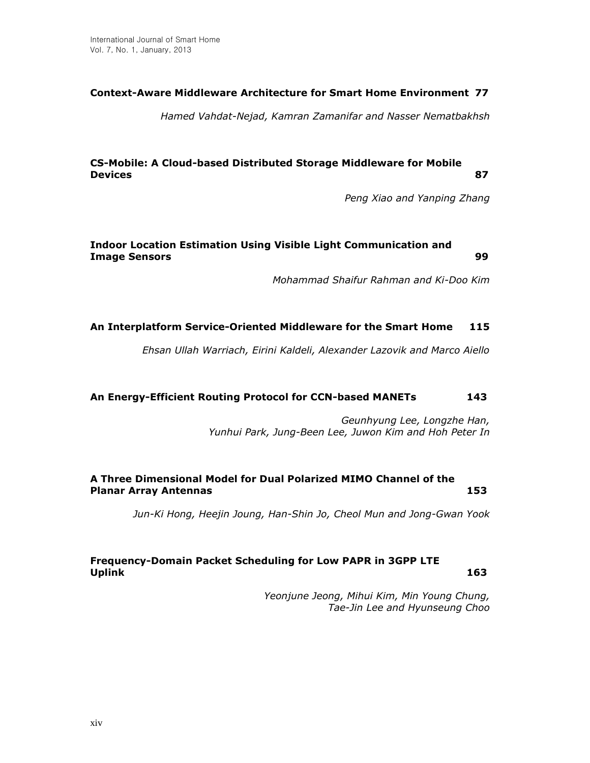**Context-Aware Middleware Architecture for Smart Home Environment 77**

*Hamed Vahdat-Nejad, Kamran Zamanifar and Nasser Nematbakhsh*

**CS-Mobile: A Cloud-based Distributed Storage Middleware for Mobile Devices 87**

*Peng Xiao and Yanping Zhang*

**Indoor Location Estimation Using Visible Light Communication and Image Sensors 99**

*Mohammad Shaifur Rahman and Ki-Doo Kim*

**An Interplatform Service-Oriented Middleware for the Smart Home 115**

*Ehsan Ullah Warriach, Eirini Kaldeli, Alexander Lazovik and Marco Aiello*

**An Energy-Efficient Routing Protocol for CCN-based MANETs 143**

*Geunhyung Lee, Longzhe Han, Yunhui Park, Jung-Been Lee, Juwon Kim and Hoh Peter In*

**A Three Dimensional Model for Dual Polarized MIMO Channel of the Planar Array Antennas 153**

*Jun-Ki Hong, Heejin Joung, Han-Shin Jo, Cheol Mun and Jong-Gwan Yook*

**Frequency-Domain Packet Scheduling for Low PAPR in 3GPP LTE Uplink 163**

*Yeonjune Jeong, Mihui Kim, Min Young Chung, Tae-Jin Lee and Hyunseung Choo*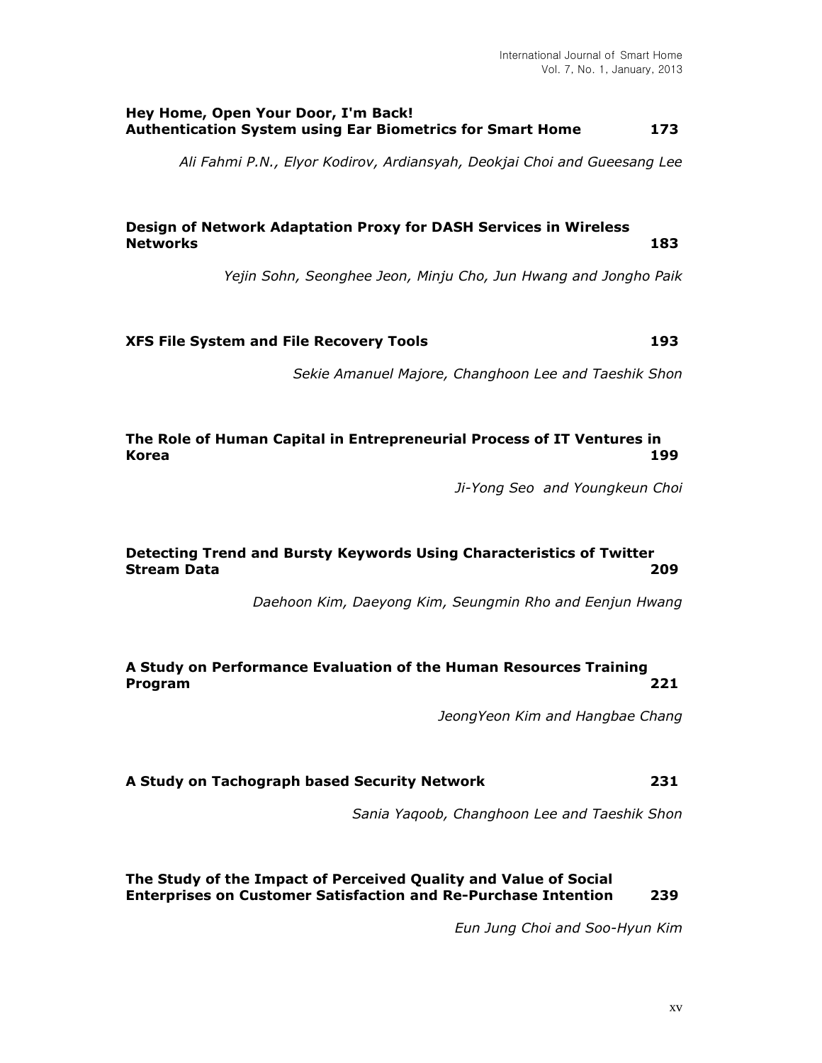**Hey Home, Open Your Door, I'm Back! Authentication System using Ear Biometrics for Smart Home** 173

*Ali Fahmi P.N., Elyor Kodirov, Ardiansyah, Deokjai Choi and Gueesang Lee*

**Design of Network Adaptation Proxy for DASH Services in Wireless Networks** 183

*Yejin Sohn, Seonghee Jeon, Minju Cho, Jun Hwang and Jongho Paik*

**XFS File System and File Recovery Tools** 193

*Sekie Amanuel Majore, Changhoon Lee and Taeshik Shon*

**The Role of Human Capital in Entrepreneurial Process of IT Ventures in Korea** 199

*Ji-Yong Seo and Youngkeun Choi*

**Detecting Trend and Bursty Keywords Using Characteristics of Twitter Stream Data** 209

*Daehoon Kim, Daeyong Kim, Seungmin Rho and Eenjun Hwang*

**A Study on Performance Evaluation of the Human Resources Training Program** 221

*JeongYeon Kim and Hangbae Chang*

**A Study on Tachograph based Security Network** 231

*Sania Yaqoob, Changhoon Lee and Taeshik Shon*

**The Study of the Impact of Perceived Quality and Value of Social Enterprises on Customer Satisfaction and Re-Purchase Intention** 239

*Eun Jung Choi and Soo-Hyun Kim*